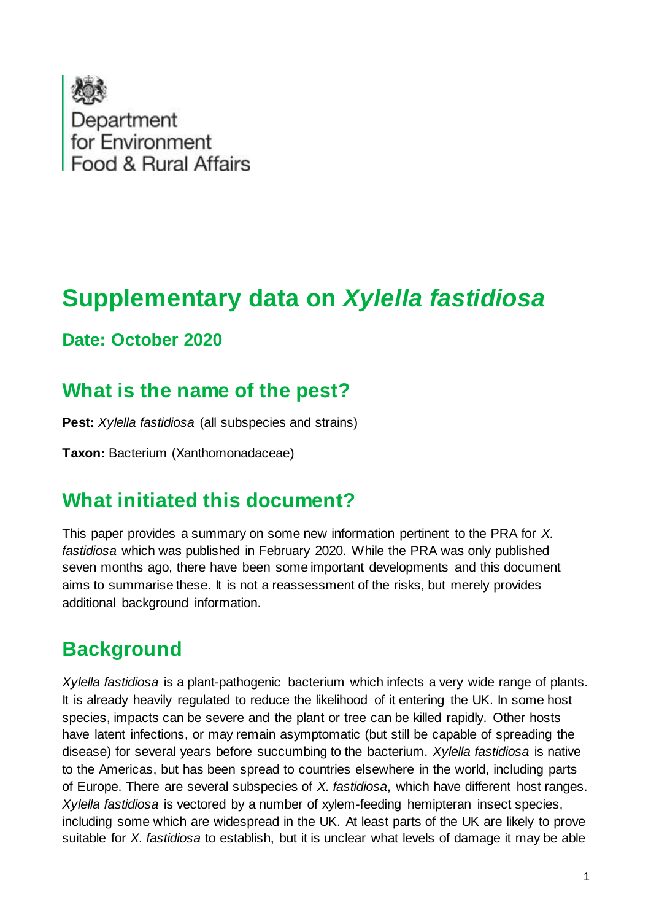Department for Environment Food & Rural Affairs

# Supplementary data on *Xylella fastidiosa*

### Date: October 2020

## What is the name of the pest?

**Pest:** *Xylella fastidiosa* (all subspecies and strains)

**Taxon:** Bacterium (Xanthomonadaceae)

## What initiated this document?

This paper provides a summary on some new information pertinent to the PRA for *X. fastidiosa* which was published in February 2020. While the PRA was only published seven months ago, there have been some important developments and this document aims to summarise these. It is not a reassessment of the risks, but merely provides additional background information.

## Background

*Xylella fastidiosa* is a plant-pathogenic bacterium which infects a very wide range of plants. It is already heavily regulated to reduce the likelihood of it entering the UK. In some host species, impacts can be severe and the plant or tree can be killed rapidly. Other hosts have latent infections, or may remain asymptomatic (but still be capable of spreading the disease) for several years before succumbing to the bacterium. *Xylella fastidiosa* is native to the Americas, but has been spread to countries elsewhere in the world, including parts of Europe. There are several subspecies of *X. fastidiosa*, which have different host ranges. *Xylella fastidiosa* is vectored by a number of xylem-feeding hemipteran insect species, including some which are widespread in the UK. At least parts of the UK are likely to prove suitable for *X. fastidiosa* to establish, but it is unclear what levels of damage it may be able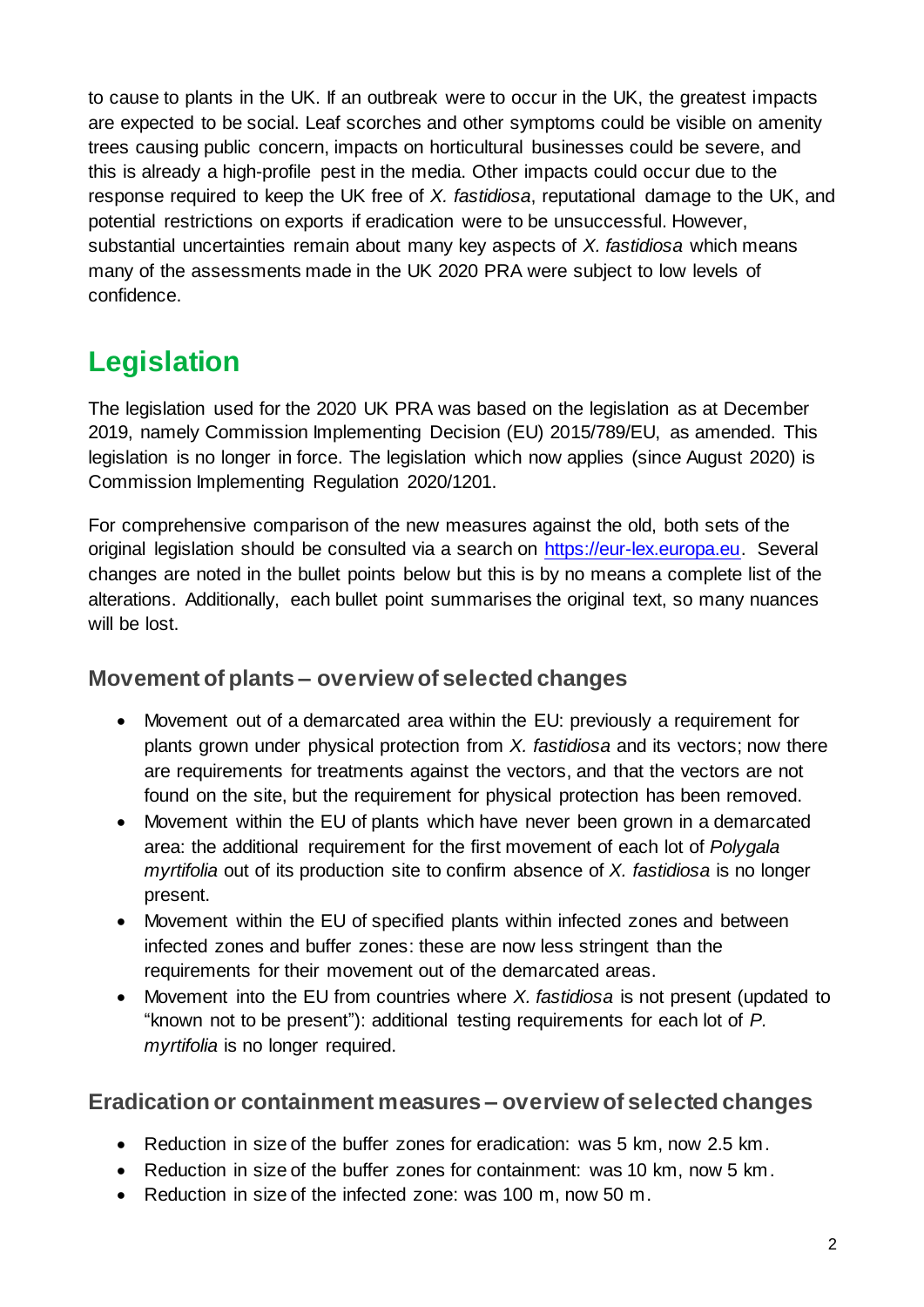to cause to plants in the UK. If an outbreak were to occur in the UK, the greatest impacts are expected to be social. Leaf scorches and other symptoms could be visible on amenity trees causing public concern, impacts on horticultural businesses could be severe, and this is already a high-profile pest in the media. Other impacts could occur due to the response required to keep the UK free of *X. fastidiosa*, reputational damage to the UK, and potential restrictions on exports if eradication were to be unsuccessful. However, substantial uncertainties remain about many key aspects of *X. fastidiosa* which means many of the assessments made in the UK 2020 PRA were subject to low levels of confidence.

## Legislation

The legislation used for the 2020 UK PRA was based on the legislation as at December 2019, namely Commission Implementing Decision (EU) 2015/789/EU, as amended. This legislation is no longer in force. The legislation which now applies (since August 2020) is Commission Implementing Regulation 2020/1201.

For comprehensive comparison of the new measures against the old, both sets of the original legislation should be consulted via a search on [https://eur-lex.europa.eu](https://eur-lex.europa.eu). Several changes are noted in the bullet points below but this is by no means a complete list of the alterations. Additionally, each bullet point summarises the original text, so many nuances will be lost.

### Movement of plants – overview of selected changes

- Movement out of a demarcated area within the EU: previously a requirement for plants grown under physical protection from *X. fastidiosa* and its vectors; now there are requirements for treatments against the vectors, and that the vectors are not found on the site, but the requirement for physical protection has been removed.
- Movement within the EU of plants which have never been grown in a demarcated area: the additional requirement for the first movement of each lot of *Polygala myrtifolia* out of its production site to confirm absence of *X. fastidiosa* is no longer present.
- Movement within the EU of specified plants within infected zones and between infected zones and buffer zones: these are now less stringent than the requirements for their movement out of the demarcated areas.
- Movement into the EU from countries where *X. fastidiosa* is not present (updated to "known not to be present"): additional testing requirements for each lot of *P. myrtifolia* is no longer required.

### Eradication or containment measures – overview of selected changes

- Reduction in size of the buffer zones for eradication: was 5 km, now 2.5 km.
- Reduction in size of the buffer zones for containment: was 10 km, now 5 km.
- Reduction in size of the infected zone: was 100 m, now 50 m.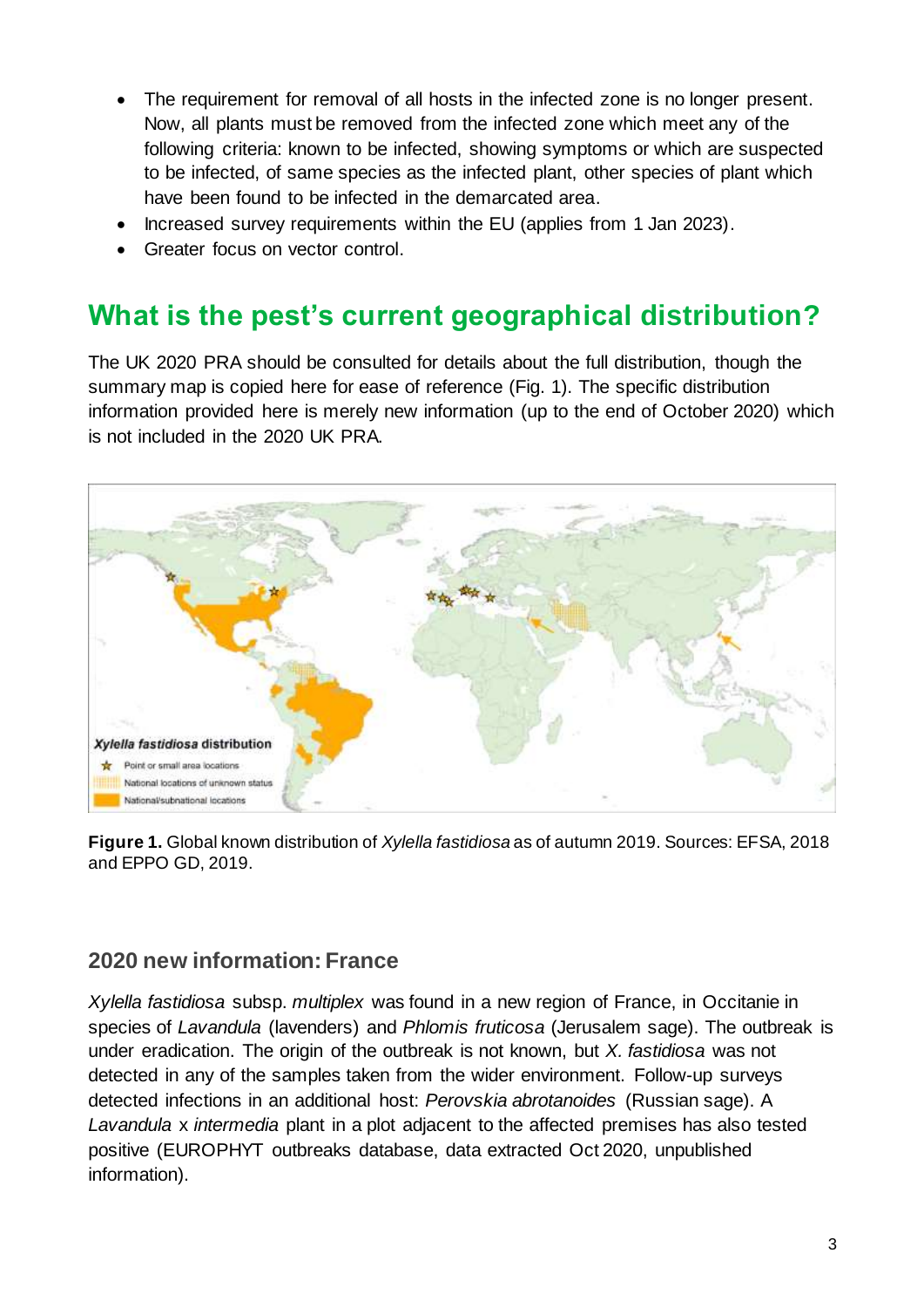- The requirement for removal of all hosts in the infected zone is no longer present. Now, all plants must be removed from the infected zone which meet any of the following criteria: known to be infected, showing symptoms or which are suspected to be infected, of same species as the infected plant, other species of plant which have been found to be infected in the demarcated area.
- Increased survey requirements within the EU (applies from 1 Jan 2023).
- Greater focus on vector control.

## What is the pest's current geographical distribution?

The UK 2020 PRA should be consulted for details about the full distribution, though the summary map is copied here for ease of reference (Fig. 1). The specific distribution information provided here is merely new information (up to the end of October 2020) which is not included in the 2020 UK PRA.

**Figure 1.** Global known distribution of *Xylella fastidiosa* as of autumn 2019. Sources: EFSA, 2018 and EPPO GD, 2019.

### 2020 new information: France

*Xylella fastidiosa* subsp. *multiplex* was found in a new region of France, in Occitanie in species of *Lavandula* (lavenders) and *Phlomis fruticosa* (Jerusalem sage). The outbreak is under eradication. The origin of the outbreak is not known, but *X. fastidiosa* was not detected in any of the samples taken from the wider environment. Follow-up surveys detected infections in an additional host: *Perovskia abrotanoides* (Russian sage). A *Lavandula* x *intermedia* plant in a plot adjacent to the affected premises has also tested positive (EUROPHYT outbreaks database, data extracted Oct 2020, unpublished information).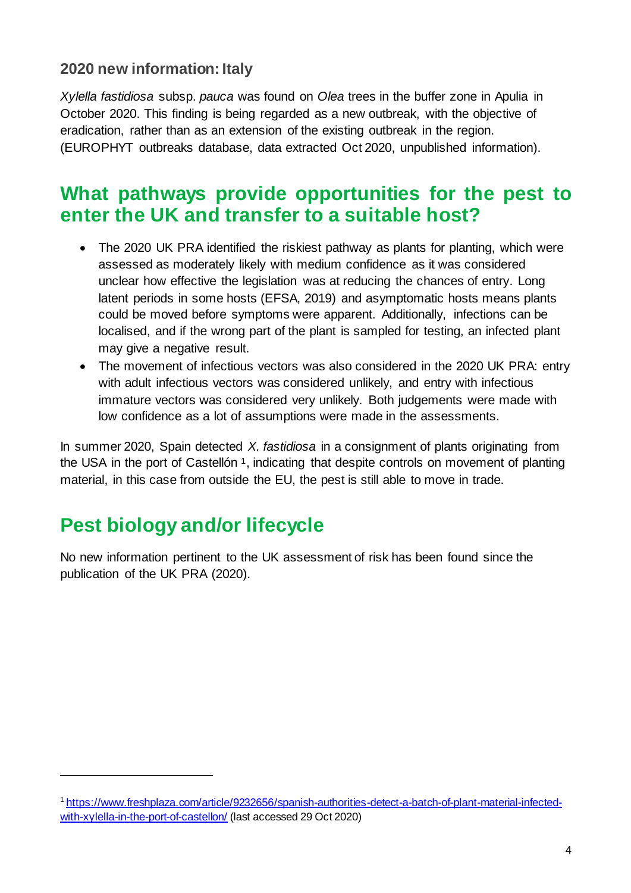### 2020 new information: Italy

*Xylella fastidiosa* subsp. *pauca* was found on *Olea* trees in the buffer zone in Apulia in October 2020. This finding is being regarded as a new outbreak, with the objective of eradication, rather than as an extension of the existing outbreak in the region. (EUROPHYT outbreaks database, data extracted Oct 2020, unpublished information).

## What pathways provide opportunities for the pest to enter the UK and transfer to a suitable host?

- The 2020 UK PRA identified the riskiest pathway as plants for planting, which were assessed as moderately likely with medium confidence as it was considered unclear how effective the legislation was at reducing the chances of entry. Long latent periods in some hosts (EFSA, 2019) and asymptomatic hosts means plants could be moved before symptoms were apparent. Additionally, infections can be localised, and if the wrong part of the plant is sampled for testing, an infected plant may give a negative result.
- The movement of infectious vectors was also considered in the 2020 UK PRA: entry with adult infectious vectors was considered unlikely, and entry with infectious immature vectors was considered very unlikely. Both judgements were made with low confidence as a lot of assumptions were made in the assessments.

In summer 2020, Spain detected *X. fastidiosa* in a consignment of plants originating from the USA in the port of Castellón [1], indicating that despite controls on movement of planting material, in this case from outside the EU, the pest is still able to move in trade.

## Pest biology and/or lifecycle

No new information pertinent to the UK assessment of risk has been found since the publication of the UK PRA (2020).

---

[1] https://www.freshplaza.com/article/9232656/spanish-authorities-detect-a-batch-of-plant-material-infected-with-xylella-in-the-port-of-castellon/ (last accessed 29 Oct 2020)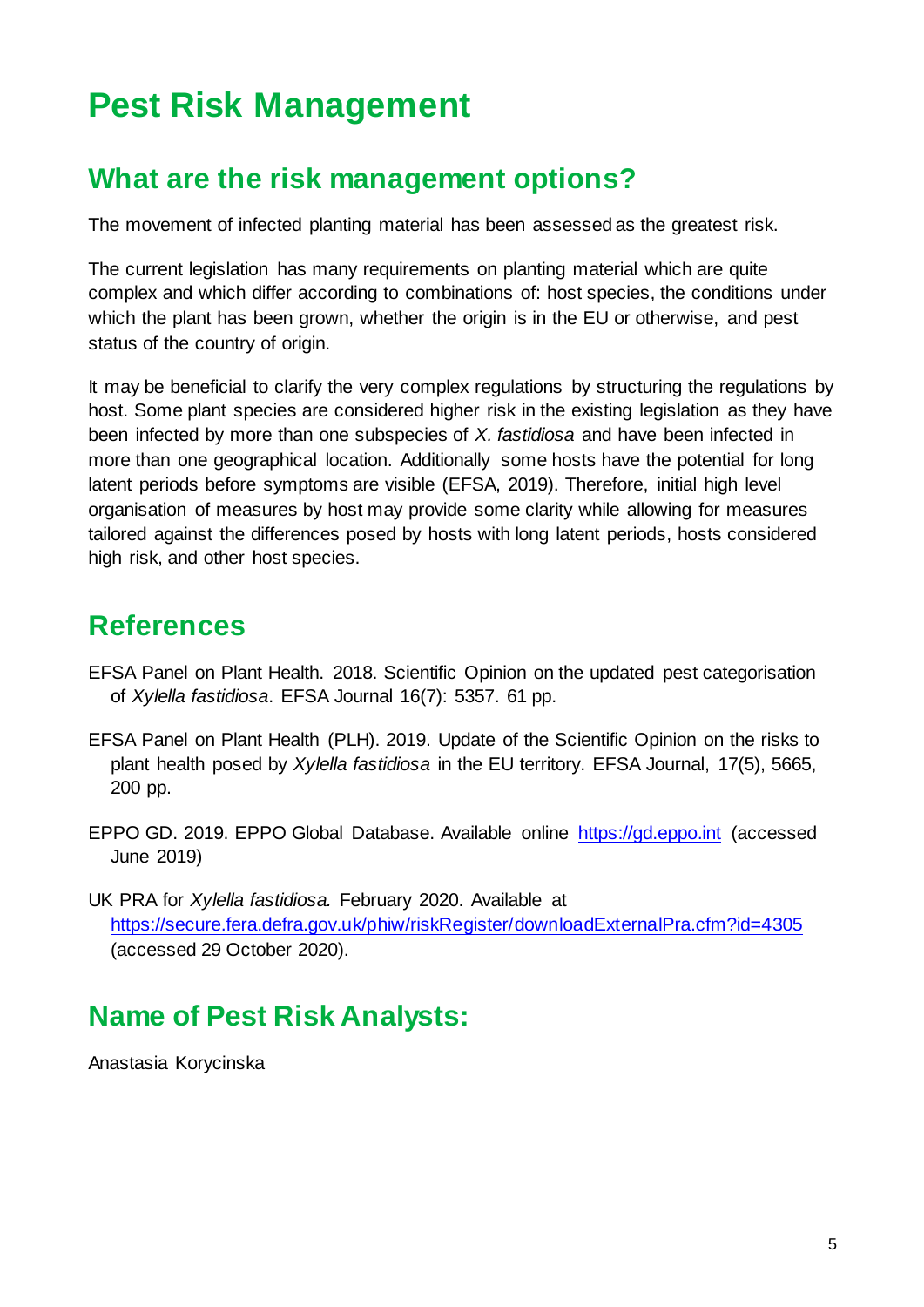# Pest Risk Management

## What are the risk management options?

The movement of infected planting material has been assessed as the greatest risk.

The current legislation has many requirements on planting material which are quite complex and which differ according to combinations of: host species, the conditions under which the plant has been grown, whether the origin is in the EU or otherwise, and pest status of the country of origin.

It may be beneficial to clarify the very complex regulations by structuring the regulations by host. Some plant species are considered higher risk in the existing legislation as they have been infected by more than one subspecies of *X. fastidiosa* and have been infected in more than one geographical location. Additionally some hosts have the potential for long latent periods before symptoms are visible (EFSA, 2019). Therefore, initial high level organisation of measures by host may provide some clarity while allowing for measures tailored against the differences posed by hosts with long latent periods, hosts considered high risk, and other host species.

## References

EFSA Panel on Plant Health. 2018. Scientific Opinion on the updated pest categorisation of *Xylella fastidiosa*. EFSA Journal 16(7): 5357. 61 pp.

EFSA Panel on Plant Health (PLH). 2019. Update of the Scientific Opinion on the risks to plant health posed by *Xylella fastidiosa* in the EU territory. EFSA Journal, 17(5), 5665, 200 pp.

EPPO GD. 2019. EPPO Global Database. Available online [https://gd.eppo.int](https://gd.eppo.int) (accessed June 2019)

UK PRA for *Xylella fastidiosa*. February 2020. Available at [https://secure.fera.defra.gov.uk/phiw/riskRegister/downloadExternalPra.cfm?id=4305](https://secure.fera.defra.gov.uk/phiw/riskRegister/downloadExternalPra.cfm?id=4305) (accessed 29 October 2020).

## Name of Pest Risk Analysts:

Anastasia Korycinska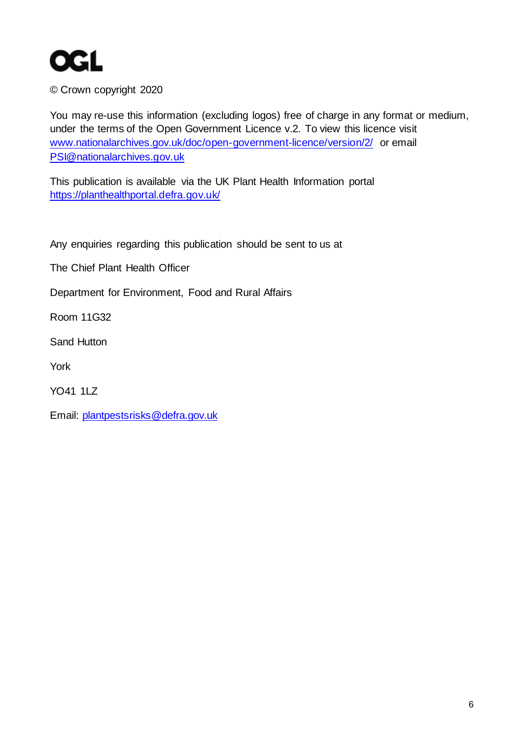OGL

© Crown copyright 2020

You may re-use this information (excluding logos) free of charge in any format or medium, under the terms of the Open Government Licence v.2. To view this licence visit www.nationalarchives.gov.uk/doc/open-government-licence/version/2/ or email PSI@nationalarchives.gov.uk

This publication is available via the UK Plant Health Information portal https://planthealthportal.defra.gov.uk/

Any enquiries regarding this publication should be sent to us at

The Chief Plant Health Officer

Department for Environment, Food and Rural Affairs

Room 11G32

Sand Hutton

York

YO41 1LZ

Email: plantpestsrisks@defra.gov.uk